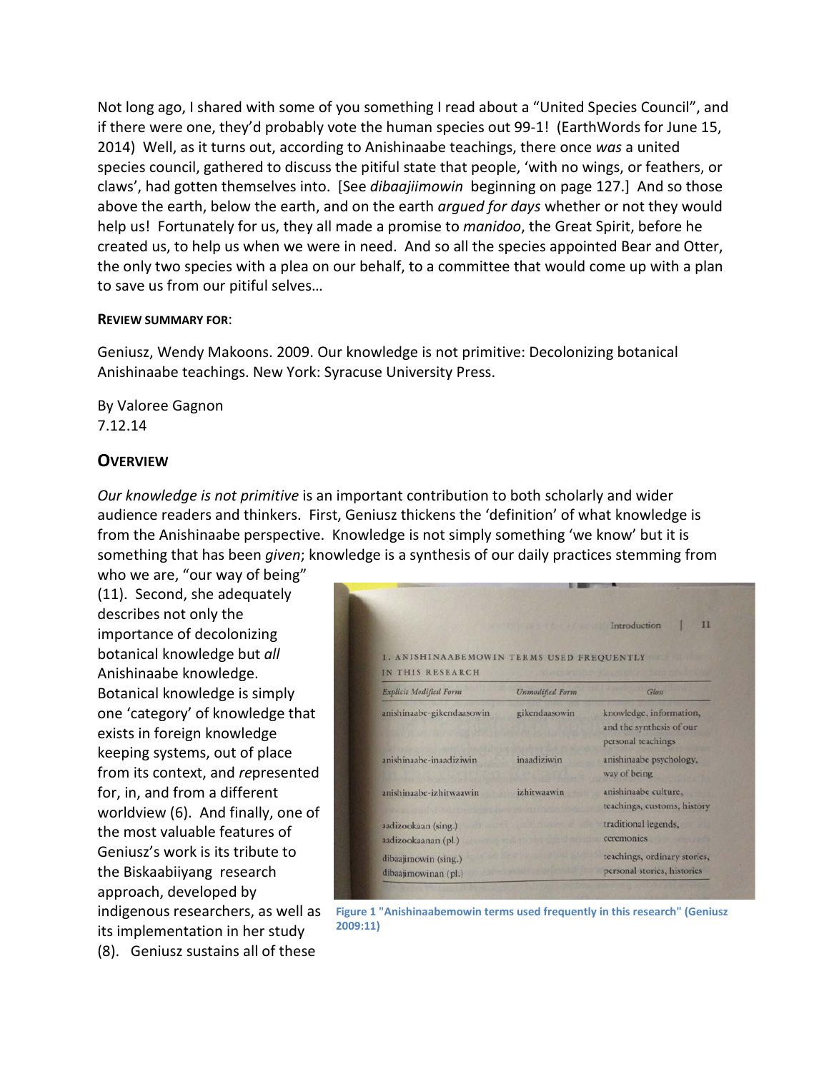Not long ago, I shared with some of you something I read about a "United Species Council", and if there were one, they'd probably vote the human species out 99-1! (EarthWords for June 15, 2014) Well, as it turns out, according to Anishinaabe teachings, there once *was* a united species council, gathered to discuss the pitiful state that people, 'with no wings, or feathers, or claws', had gotten themselves into. [See *dibaajiimowin* beginning on page 127.] And so those above the earth, below the earth, and on the earth *argued for days* whether or not they would help us! Fortunately for us, they all made a promise to *manidoo*, the Great Spirit, before he created us, to help us when we were in need. And so all the species appointed Bear and Otter, the only two species with a plea on our behalf, to a committee that would come up with a plan to save us from our pitiful selves…

**REVIEW SUMMARY FOR**:

Geniusz, Wendy Makoons. 2009. Our knowledge is not primitive: Decolonizing botanical Anishinaabe teachings. New York: Syracuse University Press.

By Valoree Gagnon
7.12.14

## OVERVIEW

*Our knowledge is not primitive* is an important contribution to both scholarly and wider audience readers and thinkers. First, Geniusz thickens the 'definition' of what knowledge is from the Anishinaabe perspective. Knowledge is not simply something 'we know' but it is something that has been *given*; knowledge is a synthesis of our daily practices stemming from who we are, "our way of being" (11). Second, she adequately describes not only the importance of decolonizing botanical knowledge but *all* Anishinaabe knowledge. Botanical knowledge is simply one 'category' of knowledge that exists in foreign knowledge keeping systems, out of place from its context, and *re*presented for, in, and from a different worldview (6). And finally, one of the most valuable features of Geniusz's work is its tribute to the Biskaabiiyang research approach, developed by indigenous researchers, as well as its implementation in her study (8). Geniusz sustains all of these

1. ANISHINAABEMOWIN TERMS USED FREQUENTLY IN THIS RESEARCH

| *Explicit Modified Form* | *Unmodified Form* | *Gloss* |
|---|---|---|
| anishinaabe-gikendaasowin | gikendaasowin | knowledge, information, and the synthesis of our personal teachings |
| anishinaabe-inaadiziwin | inaadiziwin | anishinaabe psychology, way of being |
| anishinaabe-izhitwaawin | izhitwaawin | anishinaabe culture, teachings, customs, history |
| aadizookaan (sing.) aadizookaanan (pl.) | | traditional legends, ceremonies |
| dibaajimowin (sing.) dibaajimowinan (pl.) | | teachings, ordinary stories, personal stories, histories |

Figure 1 "Anishinaabemowin terms used frequently in this research" (Geniusz 2009:11)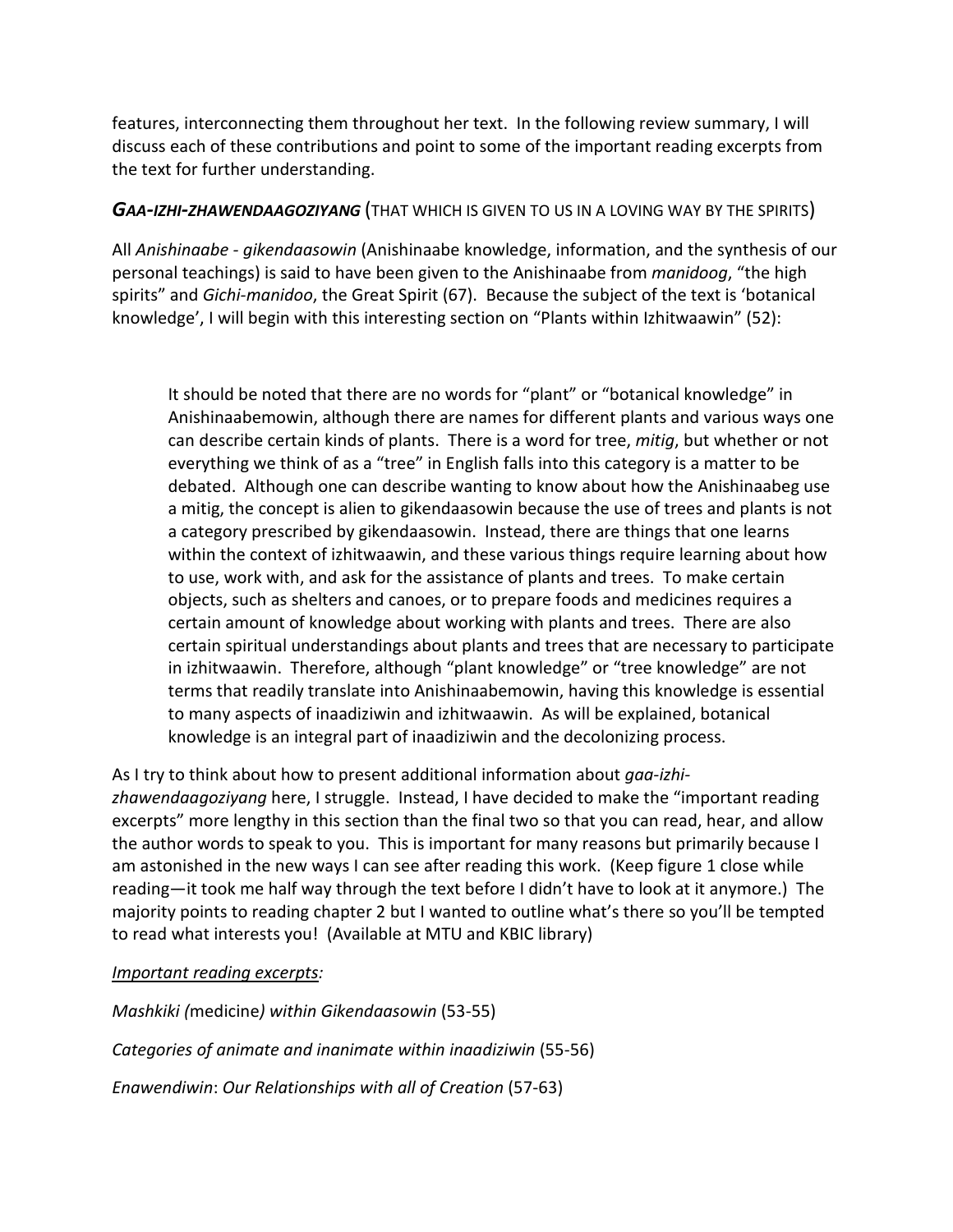features, interconnecting them throughout her text. In the following review summary, I will discuss each of these contributions and point to some of the important reading excerpts from the text for further understanding.

## *GAA-IZHI-ZHAWENDAAGOZIYANG* (THAT WHICH IS GIVEN TO US IN A LOVING WAY BY THE SPIRITS)

All *Anishinaabe - gikendaasowin* (Anishinaabe knowledge, information, and the synthesis of our personal teachings) is said to have been given to the Anishinaabe from *manidoog*, "the high spirits" and *Gichi-manidoo*, the Great Spirit (67). Because the subject of the text is 'botanical knowledge', I will begin with this interesting section on "Plants within Izhitwaawin" (52):

> It should be noted that there are no words for "plant" or "botanical knowledge" in Anishinaabemowin, although there are names for different plants and various ways one can describe certain kinds of plants. There is a word for tree, *mitig*, but whether or not everything we think of as a "tree" in English falls into this category is a matter to be debated. Although one can describe wanting to know about how the Anishinaabeg use a mitig, the concept is alien to gikendaasowin because the use of trees and plants is not a category prescribed by gikendaasowin. Instead, there are things that one learns within the context of izhitwaawin, and these various things require learning about how to use, work with, and ask for the assistance of plants and trees. To make certain objects, such as shelters and canoes, or to prepare foods and medicines requires a certain amount of knowledge about working with plants and trees. There are also certain spiritual understandings about plants and trees that are necessary to participate in izhitwaawin. Therefore, although "plant knowledge" or "tree knowledge" are not terms that readily translate into Anishinaabemowin, having this knowledge is essential to many aspects of inaadiziwin and izhitwaawin. As will be explained, botanical knowledge is an integral part of inaadiziwin and the decolonizing process.

As I try to think about how to present additional information about *gaa-izhi-zhawendaagoziyang* here, I struggle. Instead, I have decided to make the "important reading excerpts" more lengthy in this section than the final two so that you can read, hear, and allow the author words to speak to you. This is important for many reasons but primarily because I am astonished in the new ways I can see after reading this work. (Keep figure 1 close while reading—it took me half way through the text before I didn't have to look at it anymore.) The majority points to reading chapter 2 but I wanted to outline what's there so you'll be tempted to read what interests you! (Available at MTU and KBIC library)

*Important reading excerpts:*

*Mashkiki (*medicine*) within Gikendaasowin* (53-55)

*Categories of animate and inanimate within inaadiziwin* (55-56)

*Enawendiwin*: *Our Relationships with all of Creation* (57-63)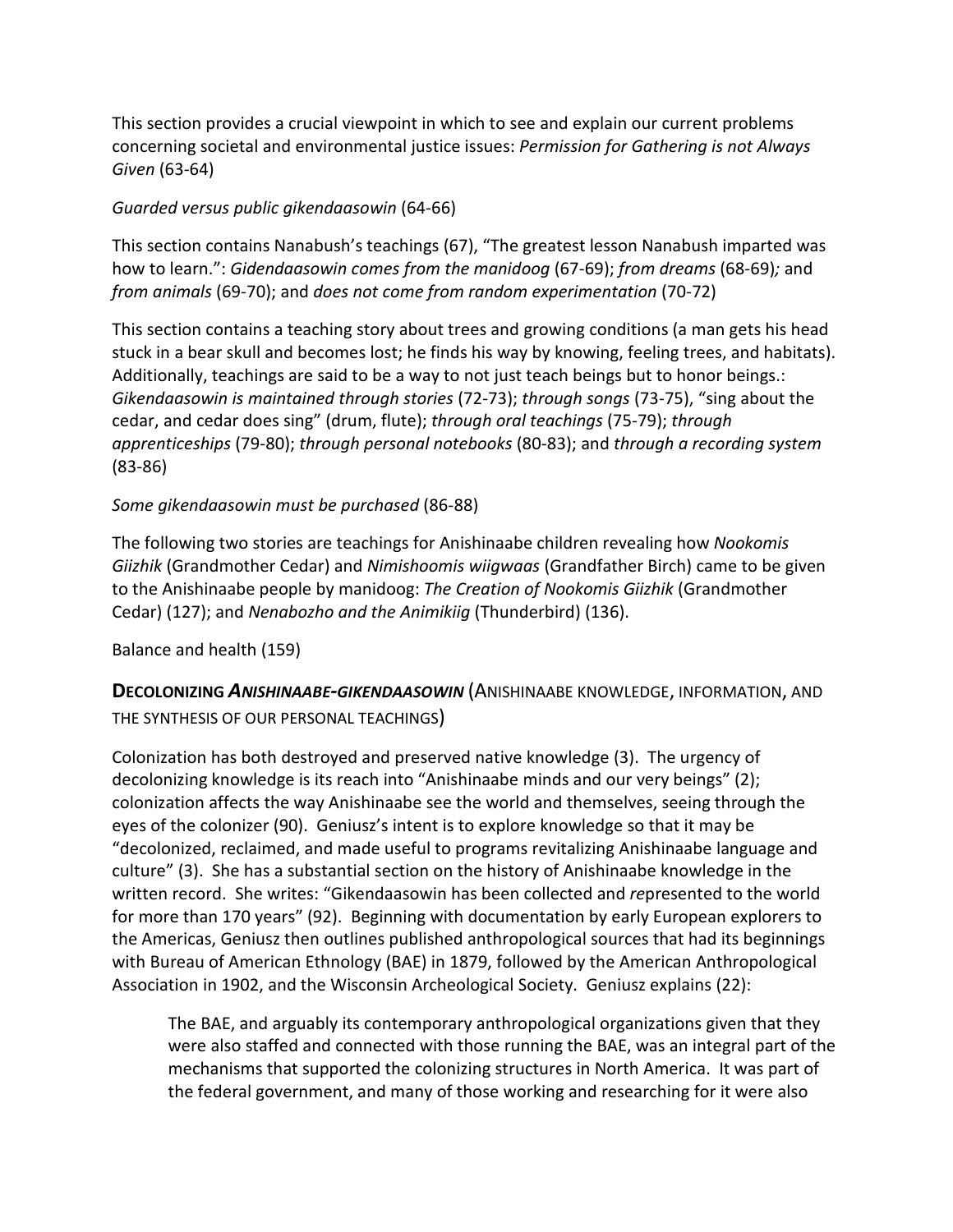This section provides a crucial viewpoint in which to see and explain our current problems concerning societal and environmental justice issues: *Permission for Gathering is not Always Given* (63-64)

*Guarded versus public gikendaasowin* (64-66)

This section contains Nanabush's teachings (67), "The greatest lesson Nanabush imparted was how to learn.": *Gidendaasowin comes from the manidoog* (67-69); *from dreams* (68-69)*;* and *from animals* (69-70); and *does not come from random experimentation* (70-72)

This section contains a teaching story about trees and growing conditions (a man gets his head stuck in a bear skull and becomes lost; he finds his way by knowing, feeling trees, and habitats). Additionally, teachings are said to be a way to not just teach beings but to honor beings.: *Gikendaasowin is maintained through stories* (72-73); *through songs* (73-75), "sing about the cedar, and cedar does sing" (drum, flute); *through oral teachings* (75-79); *through apprenticeships* (79-80); *through personal notebooks* (80-83); and *through a recording system* (83-86)

*Some gikendaasowin must be purchased* (86-88)

The following two stories are teachings for Anishinaabe children revealing how *Nookomis Giizhik* (Grandmother Cedar) and *Nimishoomis wiigwaas* (Grandfather Birch) came to be given to the Anishinaabe people by manidoog: *The Creation of Nookomis Giizhik* (Grandmother Cedar) (127); and *Nenabozho and the Animikiig* (Thunderbird) (136).

Balance and health (159)

## **DECOLONIZING *ANISHINAABE-GIKENDAASOWIN*** (ANISHINAABE KNOWLEDGE, INFORMATION, AND THE SYNTHESIS OF OUR PERSONAL TEACHINGS)

Colonization has both destroyed and preserved native knowledge (3). The urgency of decolonizing knowledge is its reach into "Anishinaabe minds and our very beings" (2); colonization affects the way Anishinaabe see the world and themselves, seeing through the eyes of the colonizer (90). Geniusz's intent is to explore knowledge so that it may be "decolonized, reclaimed, and made useful to programs revitalizing Anishinaabe language and culture" (3). She has a substantial section on the history of Anishinaabe knowledge in the written record. She writes: "Gikendaasowin has been collected and *re*presented to the world for more than 170 years" (92). Beginning with documentation by early European explorers to the Americas, Geniusz then outlines published anthropological sources that had its beginnings with Bureau of American Ethnology (BAE) in 1879, followed by the American Anthropological Association in 1902, and the Wisconsin Archeological Society. Geniusz explains (22):

> The BAE, and arguably its contemporary anthropological organizations given that they were also staffed and connected with those running the BAE, was an integral part of the mechanisms that supported the colonizing structures in North America. It was part of the federal government, and many of those working and researching for it were also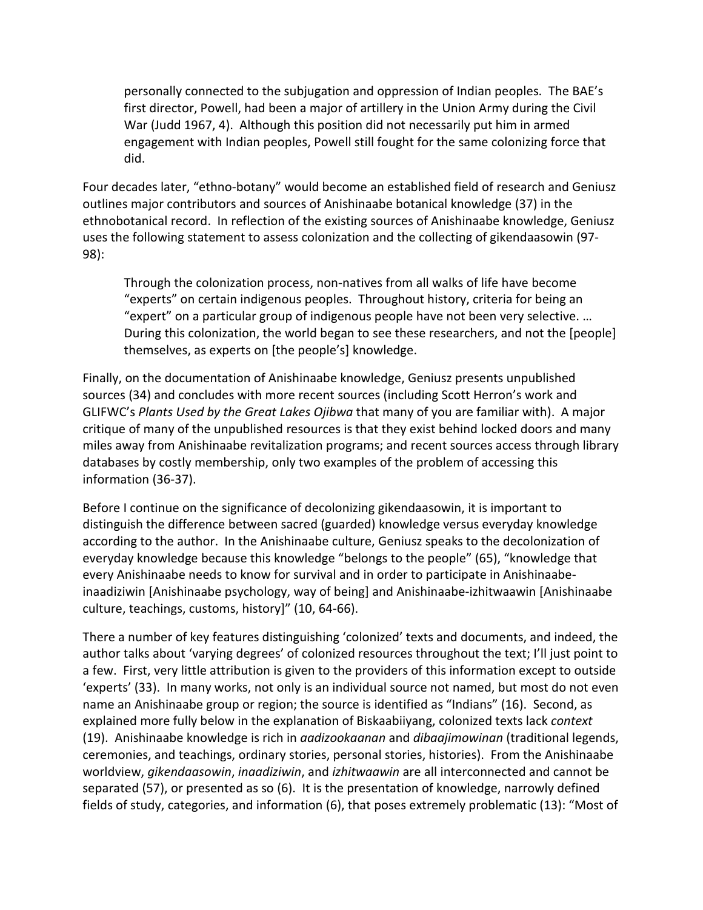> personally connected to the subjugation and oppression of Indian peoples. The BAE's first director, Powell, had been a major of artillery in the Union Army during the Civil War (Judd 1967, 4). Although this position did not necessarily put him in armed engagement with Indian peoples, Powell still fought for the same colonizing force that did.

Four decades later, "ethno-botany" would become an established field of research and Geniusz outlines major contributors and sources of Anishinaabe botanical knowledge (37) in the ethnobotanical record. In reflection of the existing sources of Anishinaabe knowledge, Geniusz uses the following statement to assess colonization and the collecting of gikendaasowin (97-98):

> Through the colonization process, non-natives from all walks of life have become "experts" on certain indigenous peoples. Throughout history, criteria for being an "expert" on a particular group of indigenous people have not been very selective. … During this colonization, the world began to see these researchers, and not the [people] themselves, as experts on [the people's] knowledge.

Finally, on the documentation of Anishinaabe knowledge, Geniusz presents unpublished sources (34) and concludes with more recent sources (including Scott Herron's work and GLIFWC's *Plants Used by the Great Lakes Ojibwa* that many of you are familiar with). A major critique of many of the unpublished resources is that they exist behind locked doors and many miles away from Anishinaabe revitalization programs; and recent sources access through library databases by costly membership, only two examples of the problem of accessing this information (36-37).

Before I continue on the significance of decolonizing gikendaasowin, it is important to distinguish the difference between sacred (guarded) knowledge versus everyday knowledge according to the author. In the Anishinaabe culture, Geniusz speaks to the decolonization of everyday knowledge because this knowledge "belongs to the people" (65), "knowledge that every Anishinaabe needs to know for survival and in order to participate in Anishinaabe-inaadiziwin [Anishinaabe psychology, way of being] and Anishinaabe-izhitwaawin [Anishinaabe culture, teachings, customs, history]" (10, 64-66).

There a number of key features distinguishing 'colonized' texts and documents, and indeed, the author talks about 'varying degrees' of colonized resources throughout the text; I'll just point to a few. First, very little attribution is given to the providers of this information except to outside 'experts' (33). In many works, not only is an individual source not named, but most do not even name an Anishinaabe group or region; the source is identified as "Indians" (16). Second, as explained more fully below in the explanation of Biskaabiiyang, colonized texts lack *context* (19). Anishinaabe knowledge is rich in *aadizookaanan* and *dibaajimowinan* (traditional legends, ceremonies, and teachings, ordinary stories, personal stories, histories). From the Anishinaabe worldview, *gikendaasowin*, *inaadiziwin*, and *izhitwaawin* are all interconnected and cannot be separated (57), or presented as so (6). It is the presentation of knowledge, narrowly defined fields of study, categories, and information (6), that poses extremely problematic (13): "Most of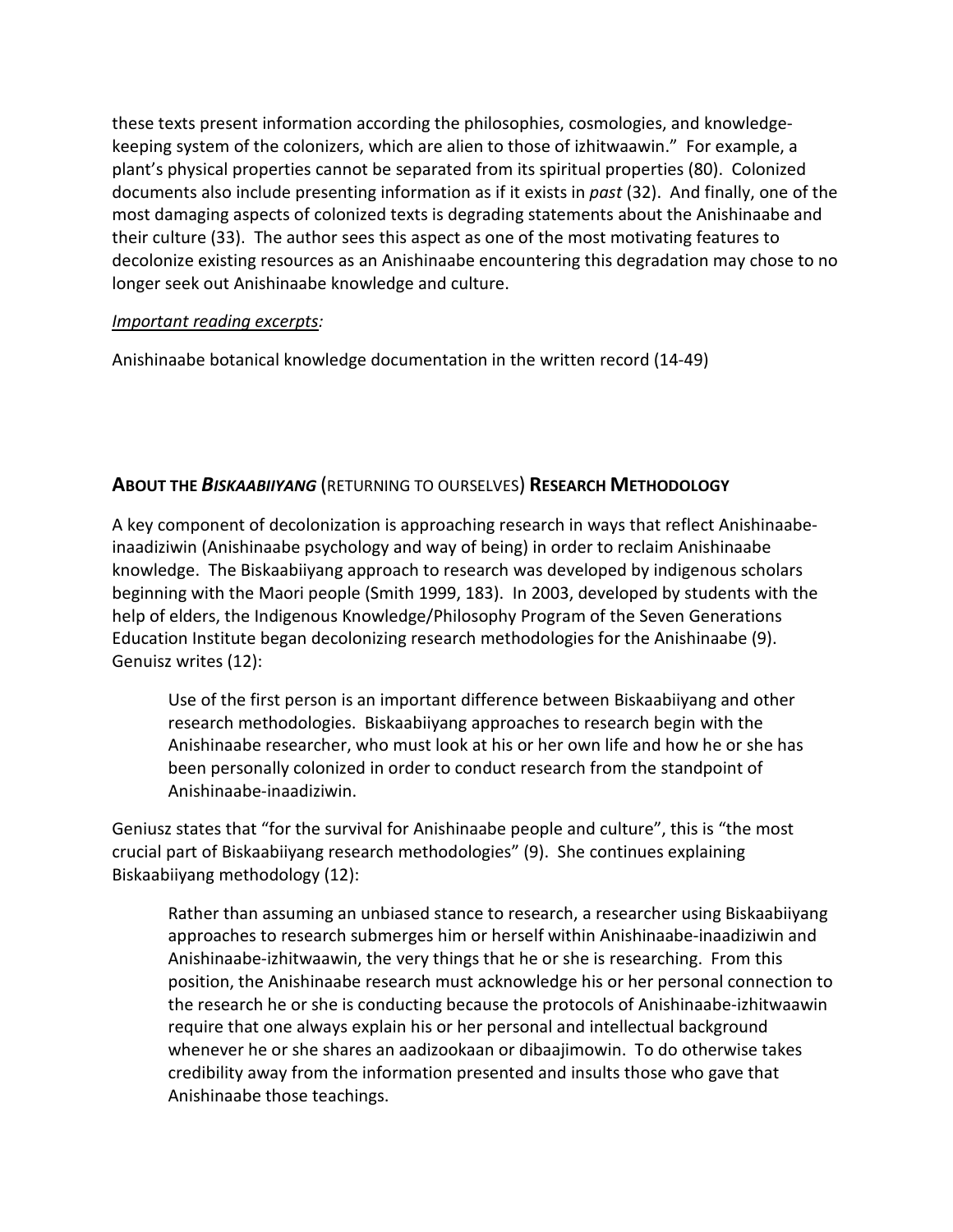these texts present information according the philosophies, cosmologies, and knowledge-keeping system of the colonizers, which are alien to those of izhitwaawin." For example, a plant's physical properties cannot be separated from its spiritual properties (80). Colonized documents also include presenting information as if it exists in *past* (32). And finally, one of the most damaging aspects of colonized texts is degrading statements about the Anishinaabe and their culture (33). The author sees this aspect as one of the most motivating features to decolonize existing resources as an Anishinaabe encountering this degradation may chose to no longer seek out Anishinaabe knowledge and culture.

*<u>Important reading excerpts</u>:*

Anishinaabe botanical knowledge documentation in the written record (14-49)

## **About the *Biskaabiiyang*** (Returning to Ourselves) **Research Methodology**

A key component of decolonization is approaching research in ways that reflect Anishinaabe-inaadiziwin (Anishinaabe psychology and way of being) in order to reclaim Anishinaabe knowledge. The Biskaabiiyang approach to research was developed by indigenous scholars beginning with the Maori people (Smith 1999, 183). In 2003, developed by students with the help of elders, the Indigenous Knowledge/Philosophy Program of the Seven Generations Education Institute began decolonizing research methodologies for the Anishinaabe (9). Genuisz writes (12):

> Use of the first person is an important difference between Biskaabiiyang and other research methodologies. Biskaabiiyang approaches to research begin with the Anishinaabe researcher, who must look at his or her own life and how he or she has been personally colonized in order to conduct research from the standpoint of Anishinaabe-inaadiziwin.

Geniusz states that "for the survival for Anishinaabe people and culture", this is "the most crucial part of Biskaabiiyang research methodologies" (9). She continues explaining Biskaabiiyang methodology (12):

> Rather than assuming an unbiased stance to research, a researcher using Biskaabiiyang approaches to research submerges him or herself within Anishinaabe-inaadiziwin and Anishinaabe-izhitwaawin, the very things that he or she is researching. From this position, the Anishinaabe research must acknowledge his or her personal connection to the research he or she is conducting because the protocols of Anishinaabe-izhitwaawin require that one always explain his or her personal and intellectual background whenever he or she shares an aadizookaan or dibaajimowin. To do otherwise takes credibility away from the information presented and insults those who gave that Anishinaabe those teachings.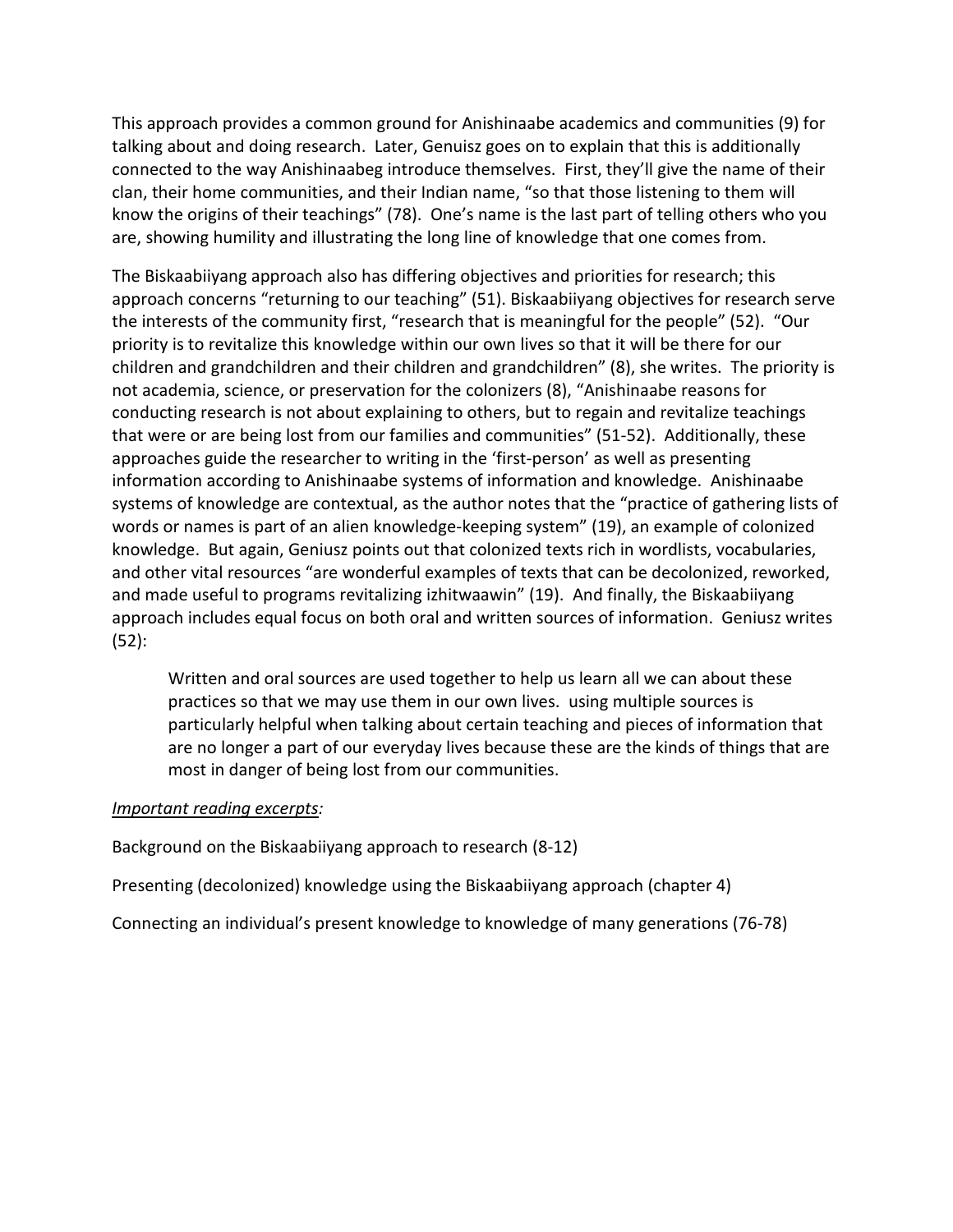This approach provides a common ground for Anishinaabe academics and communities (9) for talking about and doing research. Later, Geniusz goes on to explain that this is additionally connected to the way Anishinaabeg introduce themselves. First, they'll give the name of their clan, their home communities, and their Indian name, "so that those listening to them will know the origins of their teachings" (78). One's name is the last part of telling others who you are, showing humility and illustrating the long line of knowledge that one comes from.

The Biskaabiiyang approach also has differing objectives and priorities for research; this approach concerns "returning to our teaching" (51). Biskaabiiyang objectives for research serve the interests of the community first, "research that is meaningful for the people" (52). "Our priority is to revitalize this knowledge within our own lives so that it will be there for our children and grandchildren and their children and grandchildren" (8), she writes. The priority is not academia, science, or preservation for the colonizers (8), "Anishinaabe reasons for conducting research is not about explaining to others, but to regain and revitalize teachings that were or are being lost from our families and communities" (51-52). Additionally, these approaches guide the researcher to writing in the 'first-person' as well as presenting information according to Anishinaabe systems of information and knowledge. Anishinaabe systems of knowledge are contextual, as the author notes that the "practice of gathering lists of words or names is part of an alien knowledge-keeping system" (19), an example of colonized knowledge. But again, Geniusz points out that colonized texts rich in wordlists, vocabularies, and other vital resources "are wonderful examples of texts that can be decolonized, reworked, and made useful to programs revitalizing izhitwaawin" (19). And finally, the Biskaabiiyang approach includes equal focus on both oral and written sources of information. Geniusz writes (52):

> Written and oral sources are used together to help us learn all we can about these practices so that we may use them in our own lives. using multiple sources is particularly helpful when talking about certain teaching and pieces of information that are no longer a part of our everyday lives because these are the kinds of things that are most in danger of being lost from our communities.

*Important reading excerpts:*

Background on the Biskaabiiyang approach to research (8-12)

Presenting (decolonized) knowledge using the Biskaabiiyang approach (chapter 4)

Connecting an individual's present knowledge to knowledge of many generations (76-78)